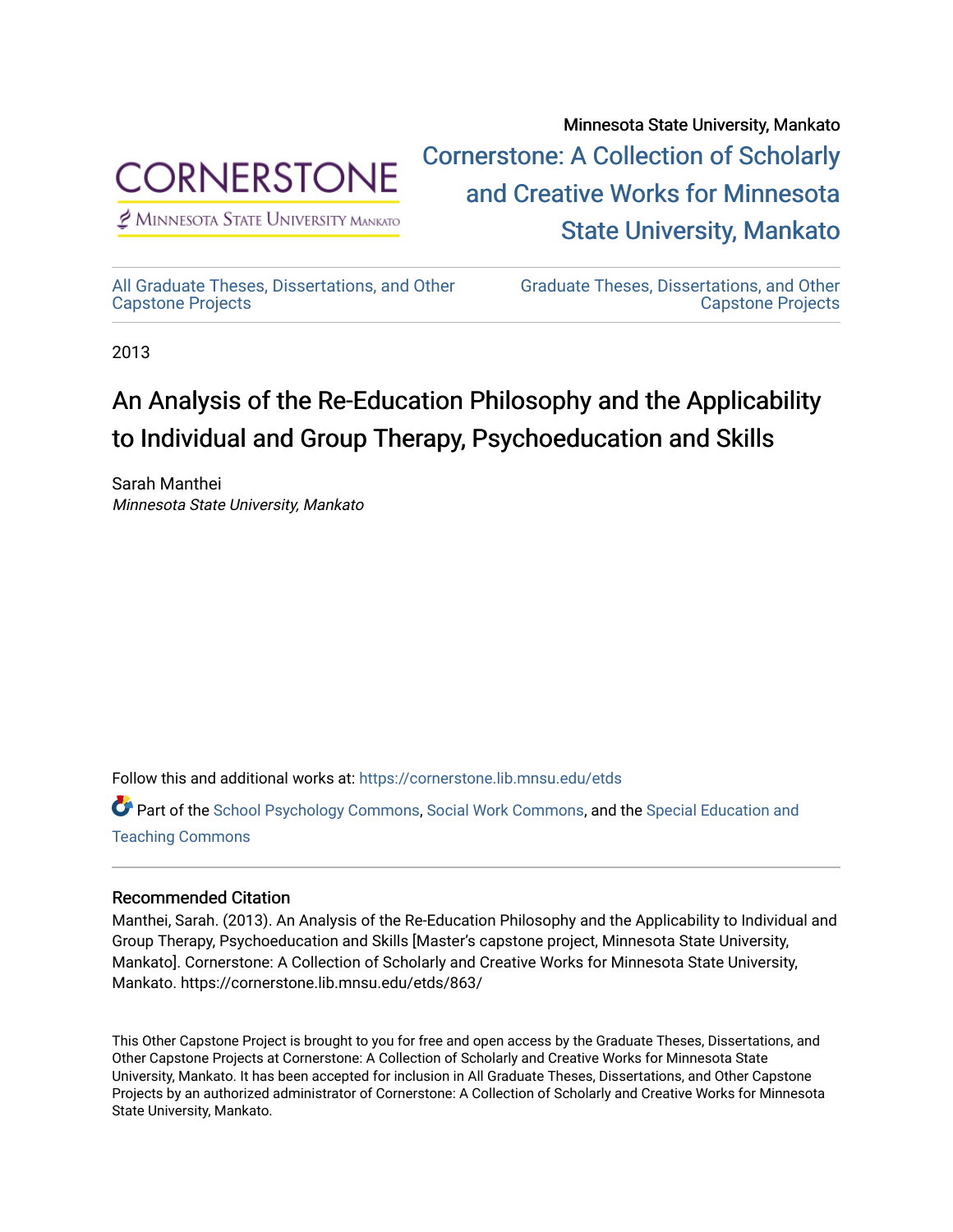Minnesota State University, Mankato

Cornerstone: A Collection of Scholarly and Creative Works for Minnesota State University, Mankato

All Graduate Theses, Dissertations, and Other Capstone Projects

Graduate Theses, Dissertations, and Other Capstone Projects

2013

# An Analysis of the Re-Education Philosophy and the Applicability to Individual and Group Therapy, Psychoeducation and Skills

Sarah Manthei
*Minnesota State University, Mankato*

Follow this and additional works at: https://cornerstone.lib.mnsu.edu/etds

Part of the School Psychology Commons, Social Work Commons, and the Special Education and Teaching Commons

## Recommended Citation

Manthei, Sarah. (2013). An Analysis of the Re-Education Philosophy and the Applicability to Individual and Group Therapy, Psychoeducation and Skills [Master's capstone project, Minnesota State University, Mankato]. Cornerstone: A Collection of Scholarly and Creative Works for Minnesota State University, Mankato. https://cornerstone.lib.mnsu.edu/etds/863/

This Other Capstone Project is brought to you for free and open access by the Graduate Theses, Dissertations, and Other Capstone Projects at Cornerstone: A Collection of Scholarly and Creative Works for Minnesota State University, Mankato. It has been accepted for inclusion in All Graduate Theses, Dissertations, and Other Capstone Projects by an authorized administrator of Cornerstone: A Collection of Scholarly and Creative Works for Minnesota State University, Mankato.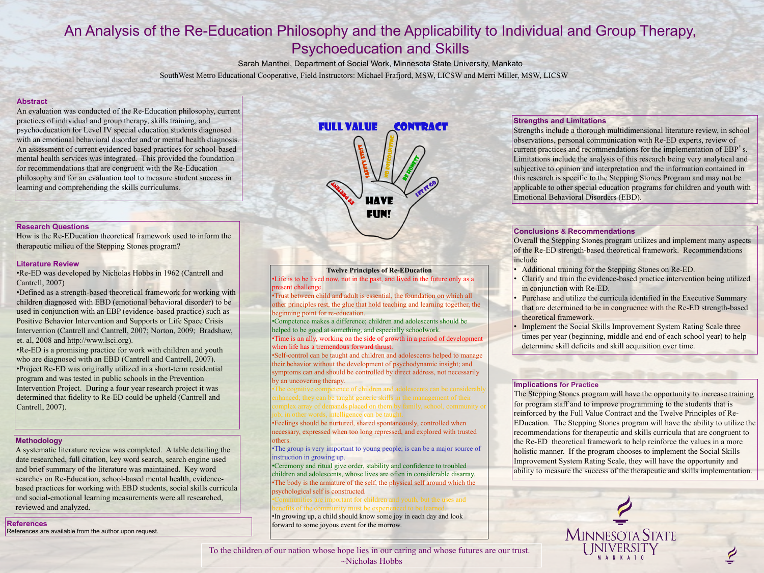# An Analysis of the Re-Education Philosophy and the Applicability to Individual and Group Therapy, Psychoeducation and Skills

Sarah Manthei, Department of Social Work, Minnesota State University, Mankato

SouthWest Metro Educational Cooperative, Field Instructors: Michael Frafjord, MSW, LICSW and Merri Miller, MSW, LICSW

## Abstract

An evaluation was conducted of the Re-Education philosophy, current practices of individual and group therapy, skills training, and psychoeducation for Level IV special education students diagnosed with an emotional behavioral disorder and/or mental health diagnosis. An assessment of current evidenced based practices for school-based mental health services was integrated. This provided the foundation for recommendations that are congruent with the Re-Education philosophy and for an evaluation tool to measure student success in learning and comprehending the skills curriculums.

## Research Questions

How is the Re-EDucation theoretical framework used to inform the therapeutic milieu of the Stepping Stones program?

## Literature Review

- Re-ED was developed by Nicholas Hobbs in 1962 (Cantrell and Cantrell, 2007)
- Defined as a strength-based theoretical framework for working with children diagnosed with EBD (emotional behavioral disorder) to be used in conjunction with an EBP (evidence-based practice) such as Positive Behavior Intervention and Supports or Life Space Crisis Intervention (Cantrell and Cantrell, 2007; Norton, 2009; Bradshaw, et. al, 2008 and http://www.lsci.org).
- Re-ED is a promising practice for work with children and youth who are diagnosed with an EBD (Cantrell and Cantrell, 2007).
- Project Re-ED was originally utilized in a short-term residential program and was tested in public schools in the Prevention Intervention Project. During a four year research project it was determined that fidelity to Re-ED could be upheld (Cantrell and Cantrell, 2007).

## Methodology

A systematic literature review was completed. A table detailing the date researched, full citation, key word search, search engine used and brief summary of the literature was maintained. Key word searches on Re-Education, school-based mental health, evidence-based practices for working with EBD students, social skills curricula and social-emotional learning measurements were all researched, reviewed and analyzed.

## References

References are available from the author upon request.

FULL VALUE CONTRACT

BE PRESENT — SAFETY FIRST — NO DISCOUNTING — BE HONEST — LET IT GO

HAVE FUN!

### Twelve Principles of Re-EDucation

- Life is to be lived now, not in the past, and lived in the future only as a present challenge.
- Trust between child and adult is essential, the foundation on which all other principles rest, the glue that hold teaching and learning together, the beginning point for re-education.
- Competence makes a difference; children and adolescents should be helped to be good at something, and especially schoolwork.
- Time is an ally, working on the side of growth in a period of development when life has a tremendous forward thrust.
- Self-control can be taught and children and adolescents helped to manage their behavior without the development of psychodynamic insight; and symptoms can and should be controlled by direct address, not necessarily by an uncovering therapy.
- The cognitive competence of children and adolescents can be considerably enhanced; they can be taught generic skills in the management of their complex array of demands placed on them by family, school, community or job; in other words, intelligence can be taught.
- Feelings should be nurtured, shared spontaneously, controlled when necessary, expressed when too long repressed, and explored with trusted others.
- The group is very important to young people; is can be a major source of instruction in growing up.
- Ceremony and ritual give order, stability and confidence to troubled children and adolescents, whose lives are often in considerable disarray.
- The body is the armature of the self, the physical self around which the psychological self is constructed.
- Communities are important for children and youth, but the uses and benefits of the community must be experienced to be learned.
- In growing up, a child should know some joy in each day and look forward to some joyous event for the morrow.

## Strengths and Limitations

Strengths include a thorough multidimensional literature review, in school observations, personal communication with Re-ED experts, review of current practices and recommendations for the implementation of EBP's. Limitations include the analysis of this research being very analytical and subjective to opinion and interpretation and the information contained in this research is specific to the Stepping Stones Program and may not be applicable to other special education programs for children and youth with Emotional Behavioral Disorders (EBD).

## Conclusions & Recommendations

Overall the Stepping Stones program utilizes and implement many aspects of the Re-ED strength-based theoretical framework. Recommendations include

- Additional training for the Stepping Stones on Re-ED.
- Clarify and train the evidence-based practice intervention being utilized in conjunction with Re-ED.
- Purchase and utilize the curricula identified in the Executive Summary that are determined to be in congruence with the Re-ED strength-based theoretical framework.
- Implement the Social Skills Improvement System Rating Scale three times per year (beginning, middle and end of each school year) to help determine skill deficits and skill acquisition over time.

## Implications for Practice

The Stepping Stones program will have the opportunity to increase training for program staff and to improve programming to the students that is reinforced by the Full Value Contract and the Twelve Principles of Re-EDucation. The Stepping Stones program will have the ability to utilize the recommendations for therapeutic and skills curricula that are congruent to the Re-ED theoretical framework to help reinforce the values in a more holistic manner. If the program chooses to implement the Social Skills Improvement System Rating Scale, they will have the opportunity and ability to measure the success of the therapeutic and skills implementation.

To the children of our nation whose hope lies in our caring and whose futures are our trust.
~Nicholas Hobbs

MINNESOTA STATE UNIVERSITY MANKATO